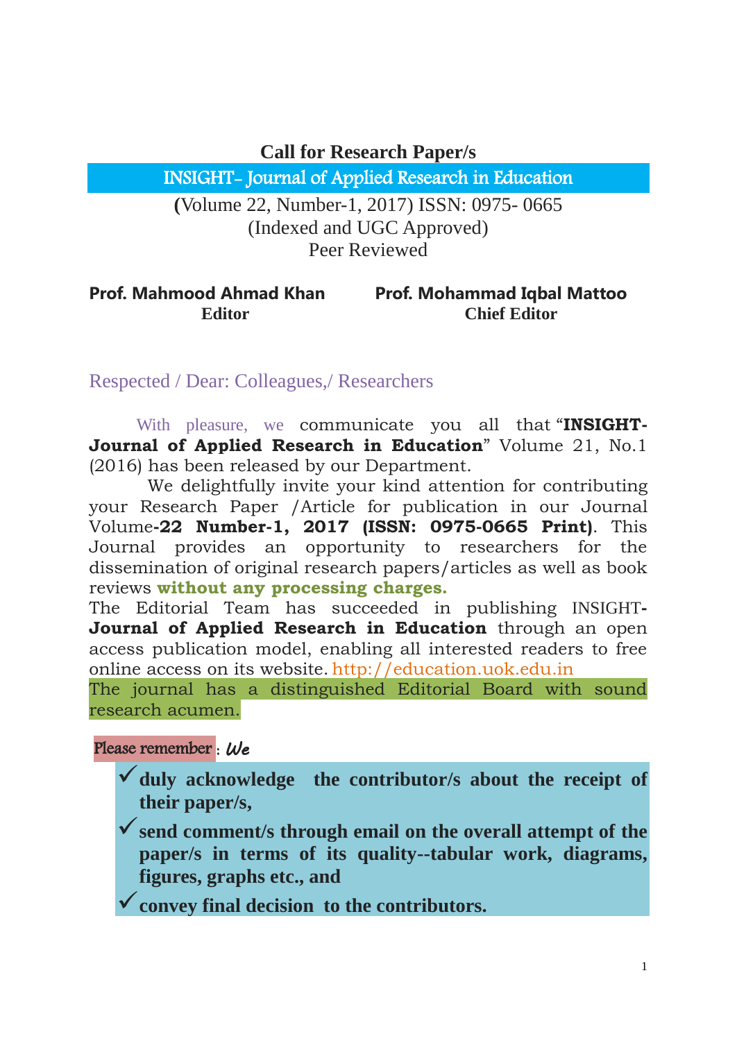# Call for Research Paper/s

## INSIGHT- Journal of Applied Research in Education

**(**Volume 22, Number-1, 2017) ISSN: 0975- 0665
(Indexed and UGC Approved)
Peer Reviewed

**Prof. Mahmood Ahmad Khan**
**Editor**

**Prof. Mohammad Iqbal Mattoo**
**Chief Editor**

Respected / Dear: Colleagues,/ Researchers

With pleasure, we communicate you all that "**INSIGHT-Journal of Applied Research in Education**" Volume 21, No.1 (2016) has been released by our Department.

We delightfully invite your kind attention for contributing your Research Paper /Article for publication in our Journal Volume**-22 Number-1, 2017 (ISSN: 0975-0665 Print)**. This Journal provides an opportunity to researchers for the dissemination of original research papers/articles as well as book reviews **without any processing charges.**
The Editorial Team has succeeded in publishing INSIGHT**-Journal of Applied Research in Education** through an open access publication model, enabling all interested readers to free online access on its website. http://education.uok.edu.in
The journal has a distinguished Editorial Board with sound research acumen.

Please remember : *We*

- ✓ **duly acknowledge the contributor/s about the receipt of their paper/s,**
- ✓ **send comment/s through email on the overall attempt of the paper/s in terms of its quality--tabular work, diagrams, figures, graphs etc., and**
- ✓ **convey final decision to the contributors.**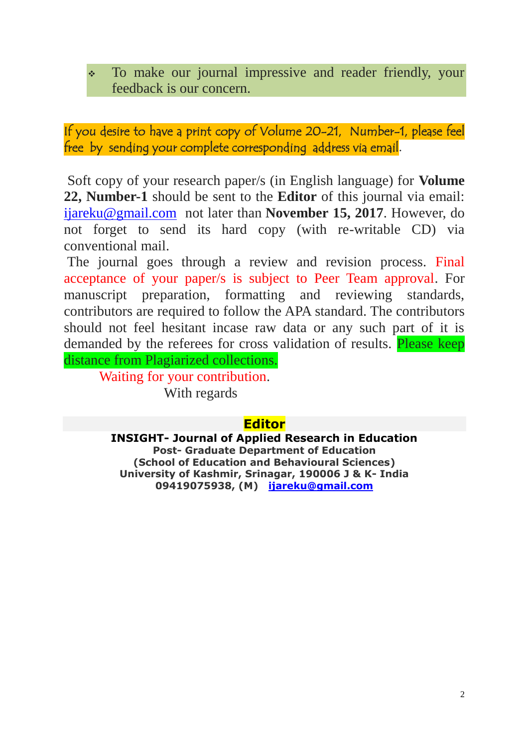- To make our journal impressive and reader friendly, your feedback is our concern.

If you desire to have a print copy of Volume 20-21, Number-1, please feel free by sending your complete corresponding address via email.

Soft copy of your research paper/s (in English language) for **Volume 22, Number-1** should be sent to the **Editor** of this journal via email: ijareku@gmail.com not later than **November 15, 2017**. However, do not forget to send its hard copy (with re-writable CD) via conventional mail.

The journal goes through a review and revision process. Final acceptance of your paper/s is subject to Peer Team approval. For manuscript preparation, formatting and reviewing standards, contributors are required to follow the APA standard. The contributors should not feel hesitant incase raw data or any such part of it is demanded by the referees for cross validation of results. Please keep distance from Plagiarized collections.

Waiting for your contribution.

With regards

**Editor**

**INSIGHT- Journal of Applied Research in Education**
**Post- Graduate Department of Education**
**(School of Education and Behavioural Sciences)**
**University of Kashmir, Srinagar, 190006 J & K- India**
**09419075938, (M) ijareku@gmail.com**